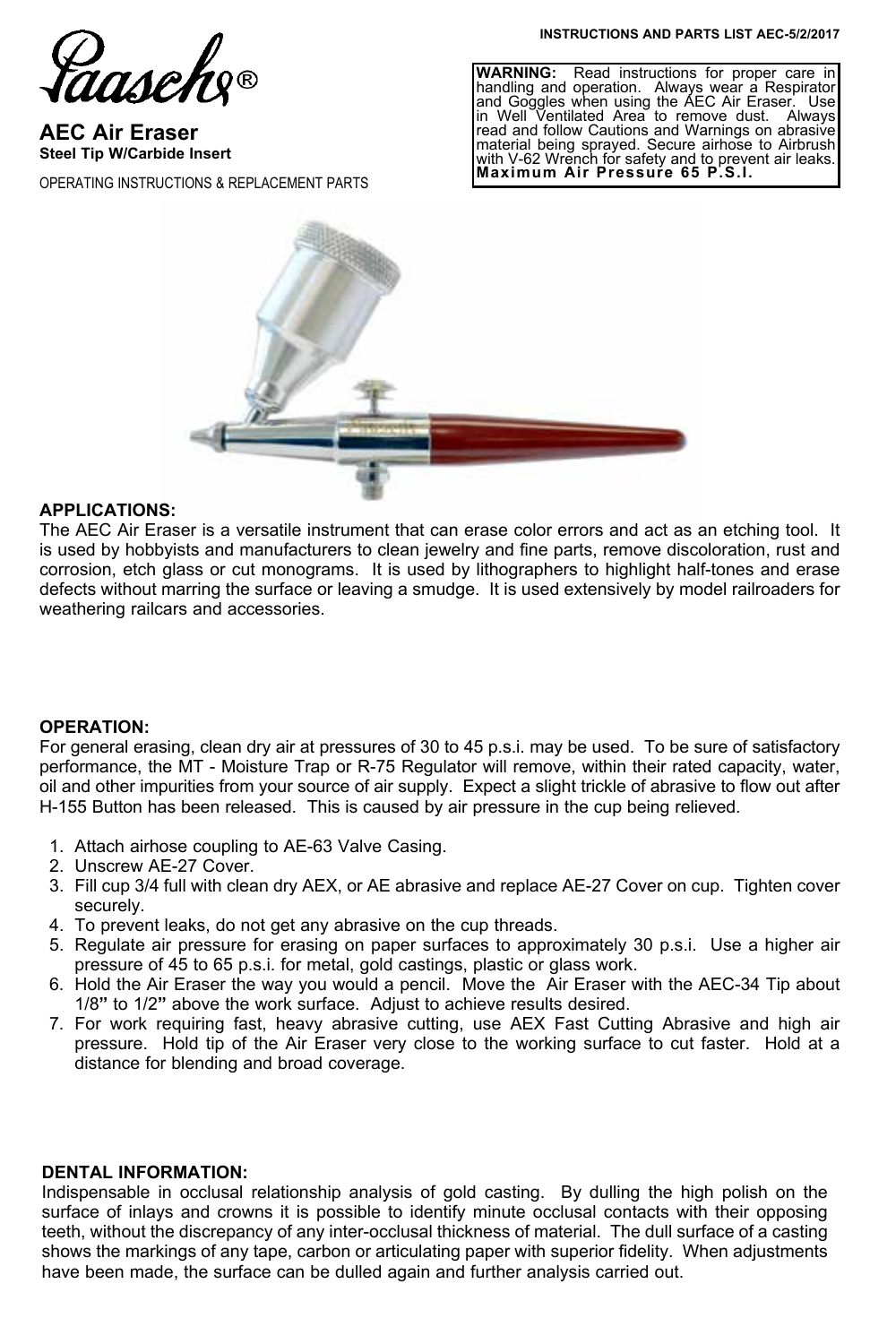**INSTRUCTIONS AND PARTS LIST AEC-5/2/2017**

Paasche®

# AEC Air Eraser

**Steel Tip W/Carbide Insert**

OPERATING INSTRUCTIONS & REPLACEMENT PARTS

**WARNING:** Read instructions for proper care in handling and operation. Always wear a Respirator and Goggles when using the AEC Air Eraser. Use in Well Ventilated Area to remove dust. Always read and follow Cautions and Warnings on abrasive material being sprayed. Secure airhose to Airbrush with V-62 Wrench for safety and to prevent air leaks. **Maximum Air Pressure 65 P.S.I.**

## APPLICATIONS:

The AEC Air Eraser is a versatile instrument that can erase color errors and act as an etching tool. It is used by hobbyists and manufacturers to clean jewelry and fine parts, remove discoloration, rust and corrosion, etch glass or cut monograms. It is used by lithographers to highlight half-tones and erase defects without marring the surface or leaving a smudge. It is used extensively by model railroaders for weathering railcars and accessories.

## OPERATION:

For general erasing, clean dry air at pressures of 30 to 45 p.s.i. may be used. To be sure of satisfactory performance, the MT - Moisture Trap or R-75 Regulator will remove, within their rated capacity, water, oil and other impurities from your source of air supply. Expect a slight trickle of abrasive to flow out after H-155 Button has been released. This is caused by air pressure in the cup being relieved.

1. Attach airhose coupling to AE-63 Valve Casing.
2. Unscrew AE-27 Cover.
3. Fill cup 3/4 full with clean dry AEX, or AE abrasive and replace AE-27 Cover on cup. Tighten cover securely.
4. To prevent leaks, do not get any abrasive on the cup threads.
5. Regulate air pressure for erasing on paper surfaces to approximately 30 p.s.i. Use a higher air pressure of 45 to 65 p.s.i. for metal, gold castings, plastic or glass work.
6. Hold the Air Eraser the way you would a pencil. Move the Air Eraser with the AEC-34 Tip about 1/8" to 1/2" above the work surface. Adjust to achieve results desired.
7. For work requiring fast, heavy abrasive cutting, use AEX Fast Cutting Abrasive and high air pressure. Hold tip of the Air Eraser very close to the working surface to cut faster. Hold at a distance for blending and broad coverage.

## DENTAL INFORMATION:

Indispensable in occlusal relationship analysis of gold casting. By dulling the high polish on the surface of inlays and crowns it is possible to identify minute occlusal contacts with their opposing teeth, without the discrepancy of any inter-occlusal thickness of material. The dull surface of a casting shows the markings of any tape, carbon or articulating paper with superior fidelity. When adjustments have been made, the surface can be dulled again and further analysis carried out.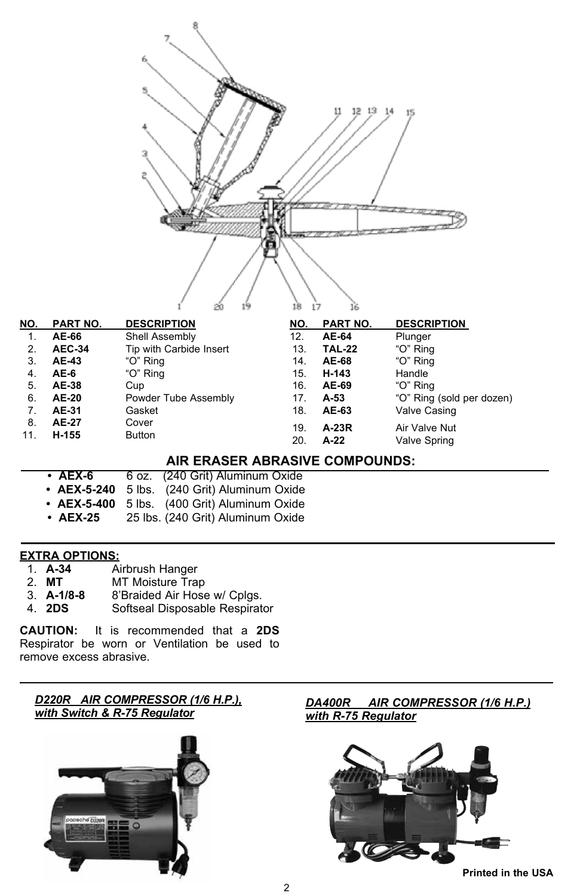| NO. | PART NO. | DESCRIPTION |
|---|---|---|
| 1. | **AE-66** | Shell Assembly |
| 2. | **AEC-34** | Tip with Carbide Insert |
| 3. | **AE-43** | "O" Ring |
| 4. | **AE-6** | "O" Ring |
| 5. | **AE-38** | Cup |
| 6. | **AE-20** | Powder Tube Assembly |
| 7. | **AE-31** | Gasket |
| 8. | **AE-27** | Cover |
| 11. | **H-155** | Button |
| 12. | **AE-64** | Plunger |
| 13. | **TAL-22** | "O" Ring |
| 14. | **AE-68** | "O" Ring |
| 15. | **H-143** | Handle |
| 16. | **AE-69** | "O" Ring |
| 17. | **A-53** | "O" Ring (sold per dozen) |
| 18. | **AE-63** | Valve Casing |
| 19. | **A-23R** | Air Valve Nut |
| 20. | **A-22** | Valve Spring |

## AIR ERASER ABRASIVE COMPOUNDS:

- **AEX-6** 6 oz. (240 Grit) Aluminum Oxide
- **AEX-5-240** 5 lbs. (240 Grit) Aluminum Oxide
- **AEX-5-400** 5 lbs. (400 Grit) Aluminum Oxide
- **AEX-25** 25 lbs. (240 Grit) Aluminum Oxide

**EXTRA OPTIONS:**

1. **A-34** Airbrush Hanger
2. **MT** MT Moisture Trap
3. **A-1/8-8** 8'Braided Air Hose w/ Cplgs.
4. **2DS** Softseal Disposable Respirator

**CAUTION:** It is recommended that a **2DS** Respirator be worn or Ventilation be used to remove excess abrasive.

***D220R AIR COMPRESSOR (1/6 H.P.), with Switch & R-75 Regulator***

***DA400R AIR COMPRESSOR (1/6 H.P.) with R-75 Regulator***

**Printed in the USA**